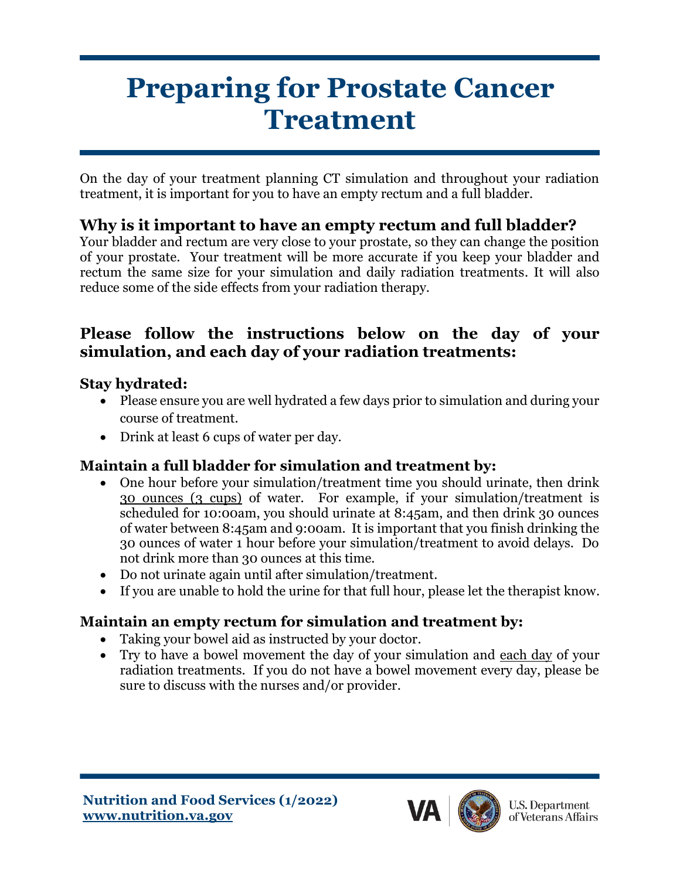# Preparing for Prostate Cancer Treatment

On the day of your treatment planning CT simulation and throughout your radiation treatment, it is important for you to have an empty rectum and a full bladder.

## Why is it important to have an empty rectum and full bladder?

Your bladder and rectum are very close to your prostate, so they can change the position of your prostate. Your treatment will be more accurate if you keep your bladder and rectum the same size for your simulation and daily radiation treatments. It will also reduce some of the side effects from your radiation therapy.

## Please follow the instructions below on the day of your simulation, and each day of your radiation treatments:

### Stay hydrated:

- Please ensure you are well hydrated a few days prior to simulation and during your course of treatment.
- Drink at least 6 cups of water per day.

### Maintain a full bladder for simulation and treatment by:

- One hour before your simulation/treatment time you should urinate, then drink <u>30 ounces (3 cups)</u> of water. For example, if your simulation/treatment is scheduled for 10:00am, you should urinate at 8:45am, and then drink 30 ounces of water between 8:45am and 9:00am. It is important that you finish drinking the 30 ounces of water 1 hour before your simulation/treatment to avoid delays. Do not drink more than 30 ounces at this time.
- Do not urinate again until after simulation/treatment.
- If you are unable to hold the urine for that full hour, please let the therapist know.

### Maintain an empty rectum for simulation and treatment by:

- Taking your bowel aid as instructed by your doctor.
- Try to have a bowel movement the day of your simulation and <u>each day</u> of your radiation treatments. If you do not have a bowel movement every day, please be sure to discuss with the nurses and/or provider.

**Nutrition and Food Services (1/2022)**
**www.nutrition.va.gov**

U.S. Department of Veterans Affairs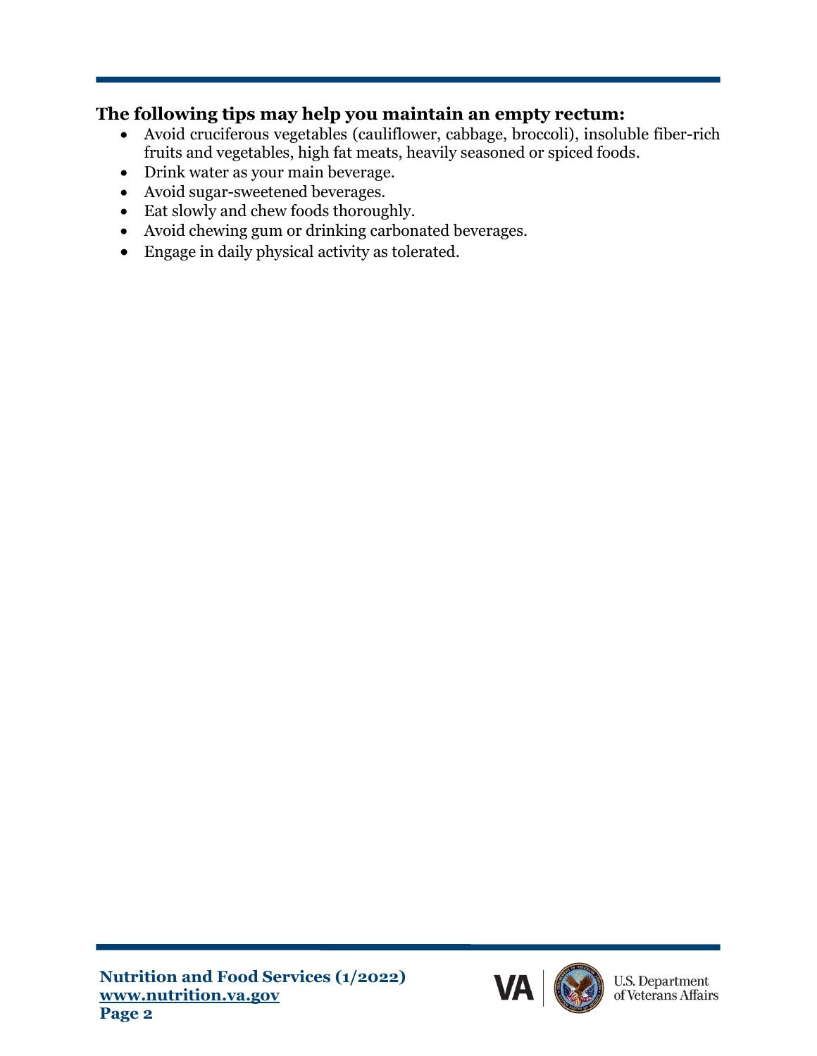**The following tips may help you maintain an empty rectum:**

- Avoid cruciferous vegetables (cauliflower, cabbage, broccoli), insoluble fiber-rich fruits and vegetables, high fat meats, heavily seasoned or spiced foods.
- Drink water as your main beverage.
- Avoid sugar-sweetened beverages.
- Eat slowly and chew foods thoroughly.
- Avoid chewing gum or drinking carbonated beverages.
- Engage in daily physical activity as tolerated.